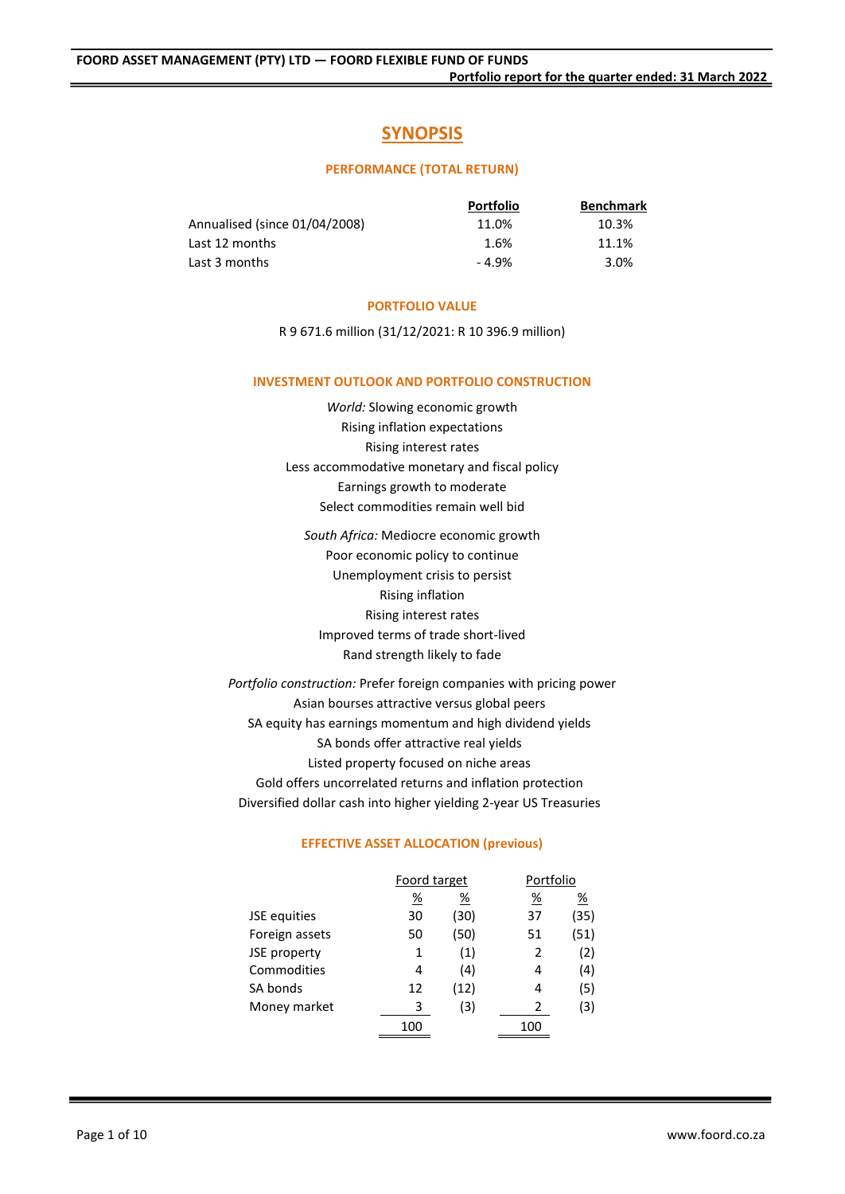# SYNOPSIS

## PERFORMANCE (TOTAL RETURN)

| | Portfolio | Benchmark |
|---|---|---|
| Annualised (since 01/04/2008) | 11.0% | 10.3% |
| Last 12 months | 1.6% | 11.1% |
| Last 3 months | - 4.9% | 3.0% |

## PORTFOLIO VALUE

R 9 671.6 million (31/12/2021: R 10 396.9 million)

## INVESTMENT OUTLOOK AND PORTFOLIO CONSTRUCTION

*World:* Slowing economic growth
Rising inflation expectations
Rising interest rates
Less accommodative monetary and fiscal policy
Earnings growth to moderate
Select commodities remain well bid

*South Africa:* Mediocre economic growth
Poor economic policy to continue
Unemployment crisis to persist
Rising inflation
Rising interest rates
Improved terms of trade short-lived
Rand strength likely to fade

*Portfolio construction:* Prefer foreign companies with pricing power
Asian bourses attractive versus global peers
SA equity has earnings momentum and high dividend yields
SA bonds offer attractive real yields
Listed property focused on niche areas
Gold offers uncorrelated returns and inflation protection
Diversified dollar cash into higher yielding 2-year US Treasuries

## EFFECTIVE ASSET ALLOCATION (previous)

| | Foord target | | Portfolio | |
|---|---|---|---|---|
| | % | % | % | % |
| JSE equities | 30 | (30) | 37 | (35) |
| Foreign assets | 50 | (50) | 51 | (51) |
| JSE property | 1 | (1) | 2 | (2) |
| Commodities | 4 | (4) | 4 | (4) |
| SA bonds | 12 | (12) | 4 | (5) |
| Money market | 3 | (3) | 2 | (3) |
| | 100 | | 100 | |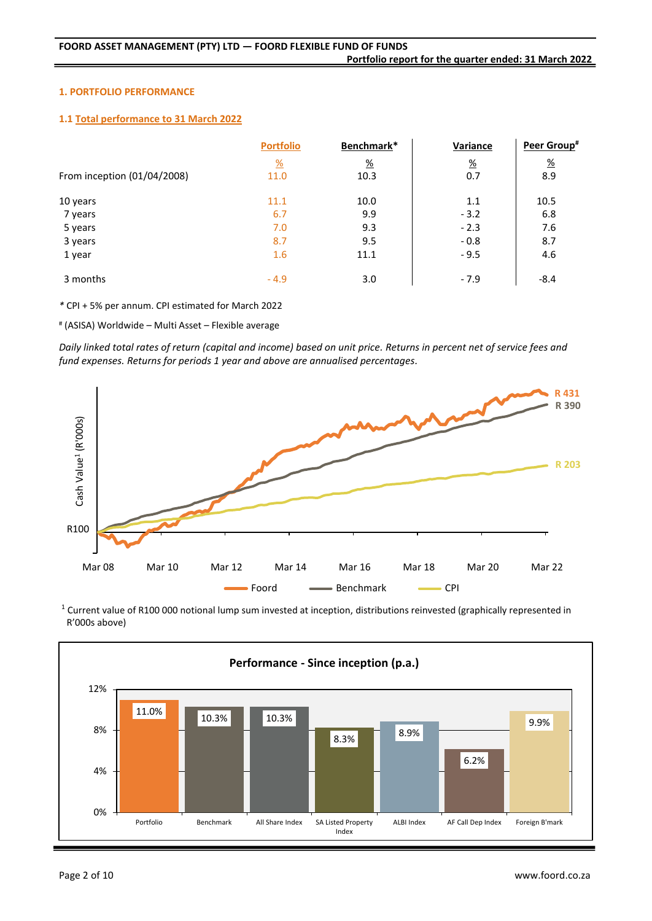## 1. PORTFOLIO PERFORMANCE

### 1.1 Total performance to 31 March 2022

| | Portfolio | Benchmark* | Variance | Peer Group# |
|---|---|---|---|---|
| | % | % | % | % |
| From inception (01/04/2008) | 11.0 | 10.3 | 0.7 | 8.9 |
| 10 years | 11.1 | 10.0 | 1.1 | 10.5 |
| 7 years | 6.7 | 9.9 | - 3.2 | 6.8 |
| 5 years | 7.0 | 9.3 | - 2.3 | 7.6 |
| 3 years | 8.7 | 9.5 | - 0.8 | 8.7 |
| 1 year | 1.6 | 11.1 | - 9.5 | 4.6 |
| 3 months | - 4.9 | 3.0 | - 7.9 | -8.4 |

* CPI + 5% per annum. CPI estimated for March 2022

# (ASISA) Worldwide – Multi Asset – Flexible average

*Daily linked total rates of return (capital and income) based on unit price. Returns in percent net of service fees and fund expenses. Returns for periods 1 year and above are annualised percentages.*

Cash Value[1] (R'000s)

R100 — Mar 08, Mar 10, Mar 12, Mar 14, Mar 16, Mar 18, Mar 20, Mar 22

R 431 (Foord), R 390 (Benchmark), R 203 (CPI)

Foord — Benchmark — CPI

[1] Current value of R100 000 notional lump sum invested at inception, distributions reinvested (graphically represented in R'000s above)

**Performance - Since inception (p.a.)**

| Portfolio | Benchmark | All Share Index | SA Listed Property Index | ALBI Index | AF Call Dep Index | Foreign B'mark |
|---|---|---|---|---|---|---|
| 11.0% | 10.3% | 10.3% | 8.3% | 8.9% | 6.2% | 9.9% |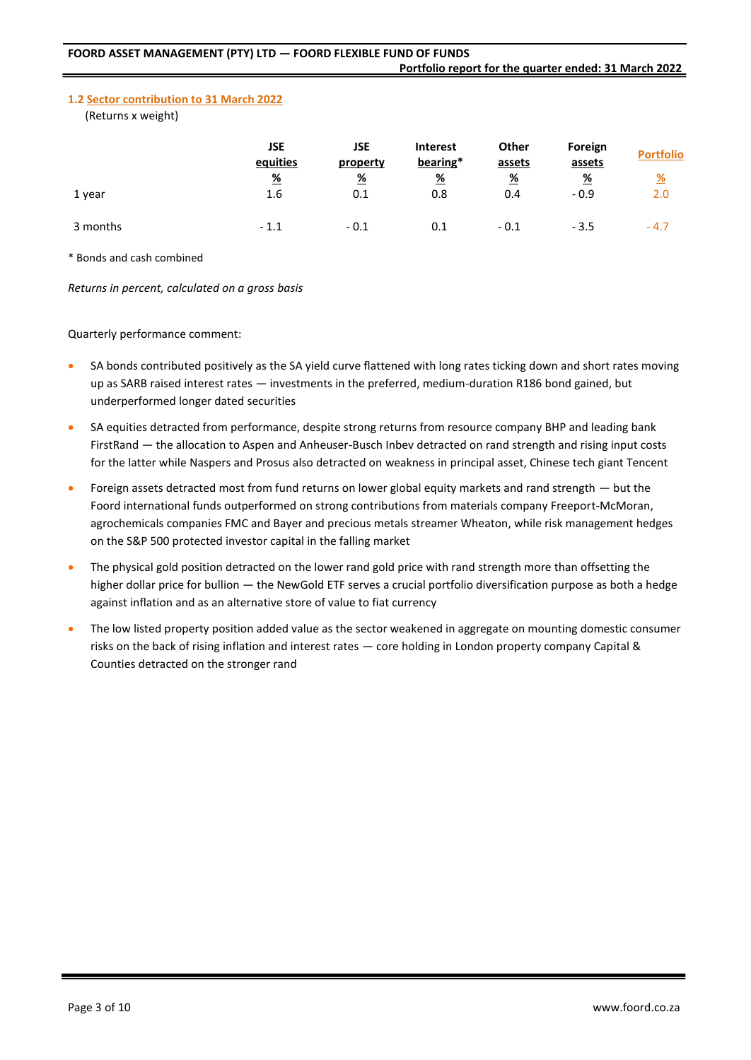### 1.2 Sector contribution to 31 March 2022

(Returns x weight)

| | JSE equities % | JSE property % | Interest bearing* % | Other assets % | Foreign assets % | Portfolio % |
|---|---|---|---|---|---|---|
| 1 year | 1.6 | 0.1 | 0.8 | 0.4 | - 0.9 | 2.0 |
| 3 months | - 1.1 | - 0.1 | 0.1 | - 0.1 | - 3.5 | - 4.7 |

\* Bonds and cash combined

*Returns in percent, calculated on a gross basis*

Quarterly performance comment:

- SA bonds contributed positively as the SA yield curve flattened with long rates ticking down and short rates moving up as SARB raised interest rates — investments in the preferred, medium-duration R186 bond gained, but underperformed longer dated securities
- SA equities detracted from performance, despite strong returns from resource company BHP and leading bank FirstRand — the allocation to Aspen and Anheuser-Busch Inbev detracted on rand strength and rising input costs for the latter while Naspers and Prosus also detracted on weakness in principal asset, Chinese tech giant Tencent
- Foreign assets detracted most from fund returns on lower global equity markets and rand strength — but the Foord international funds outperformed on strong contributions from materials company Freeport-McMoran, agrochemicals companies FMC and Bayer and precious metals streamer Wheaton, while risk management hedges on the S&P 500 protected investor capital in the falling market
- The physical gold position detracted on the lower rand gold price with rand strength more than offsetting the higher dollar price for bullion — the NewGold ETF serves a crucial portfolio diversification purpose as both a hedge against inflation and as an alternative store of value to fiat currency
- The low listed property position added value as the sector weakened in aggregate on mounting domestic consumer risks on the back of rising inflation and interest rates — core holding in London property company Capital & Counties detracted on the stronger rand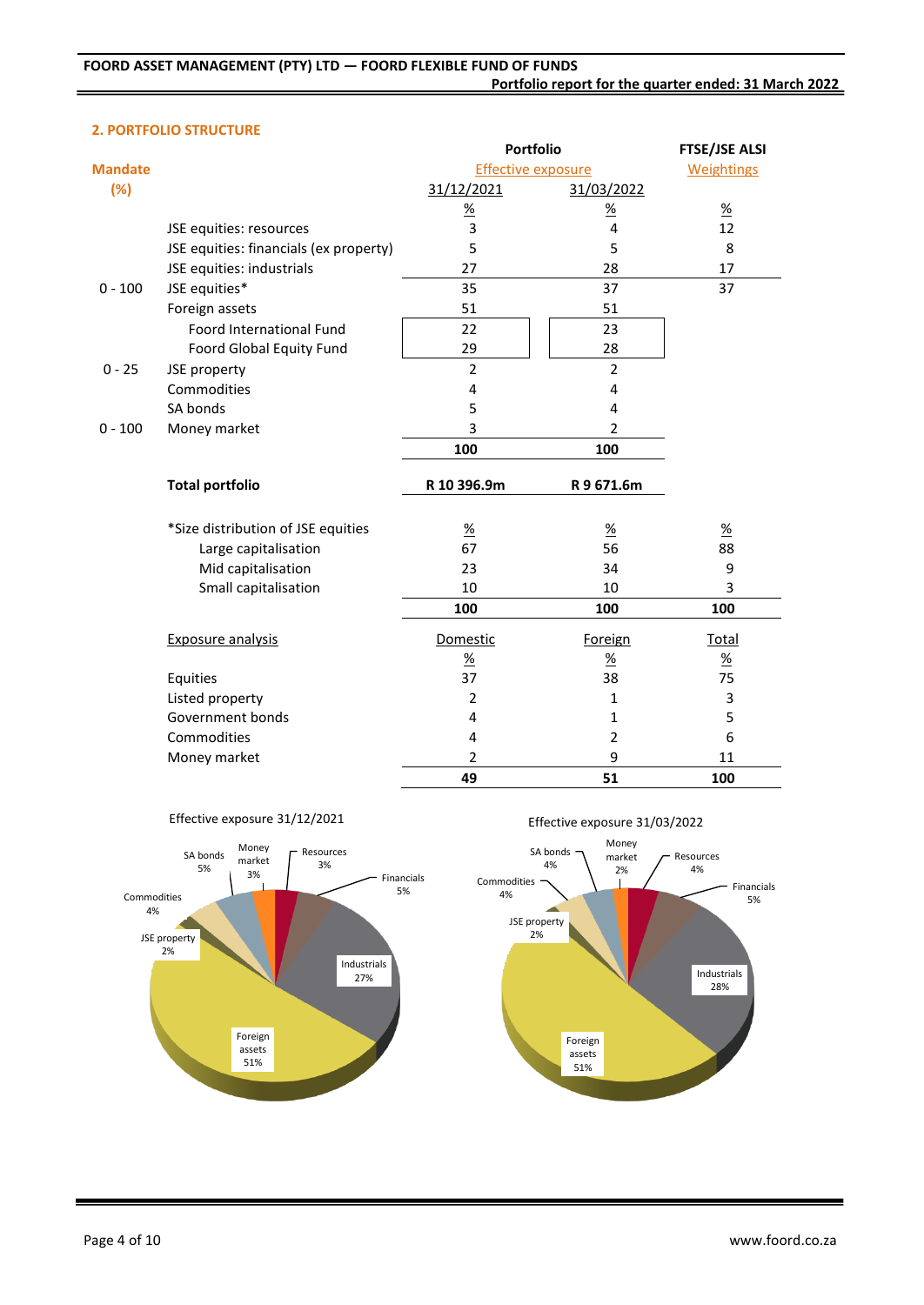## 2. PORTFOLIO STRUCTURE

| Mandate (%) | | Portfolio Effective exposure 31/12/2021 % | Portfolio Effective exposure 31/03/2022 % | FTSE/JSE ALSI Weightings % |
|---|---|---|---|---|
| | JSE equities: resources | 3 | 4 | 12 |
| | JSE equities: financials (ex property) | 5 | 5 | 8 |
| | JSE equities: industrials | 27 | 28 | 17 |
| 0 - 100 | JSE equities* | 35 | 37 | 37 |
| | Foreign assets | 51 | 51 | |
| | Foord International Fund | 22 | 23 | |
| | Foord Global Equity Fund | 29 | 28 | |
| 0 - 25 | JSE property | 2 | 2 | |
| | Commodities | 4 | 4 | |
| | SA bonds | 5 | 4 | |
| 0 - 100 | Money market | 3 | 2 | |
| | | **100** | **100** | |
| | **Total portfolio** | **R 10 396.9m** | **R 9 671.6m** | |

| *Size distribution of JSE equities | 31/12/2021 % | 31/03/2022 % | FTSE/JSE ALSI % |
|---|---|---|---|
| Large capitalisation | 67 | 56 | 88 |
| Mid capitalisation | 23 | 34 | 9 |
| Small capitalisation | 10 | 10 | 3 |
| | **100** | **100** | **100** |

| Exposure analysis | Domestic % | Foreign % | Total % |
|---|---|---|---|
| Equities | 37 | 38 | 75 |
| Listed property | 2 | 1 | 3 |
| Government bonds | 4 | 1 | 5 |
| Commodities | 4 | 2 | 6 |
| Money market | 2 | 9 | 11 |
| | **49** | **51** | **100** |

Effective exposure 31/12/2021

| Asset class | % |
|---|---|
| Foreign assets | 51 |
| Industrials | 27 |
| Financials | 5 |
| Resources | 3 |
| Money market | 3 |
| SA bonds | 5 |
| Commodities | 4 |
| JSE property | 2 |

Effective exposure 31/03/2022

| Asset class | % |
|---|---|
| Foreign assets | 51 |
| Industrials | 28 |
| Financials | 5 |
| Resources | 4 |
| Money market | 2 |
| SA bonds | 4 |
| Commodities | 4 |
| JSE property | 2 |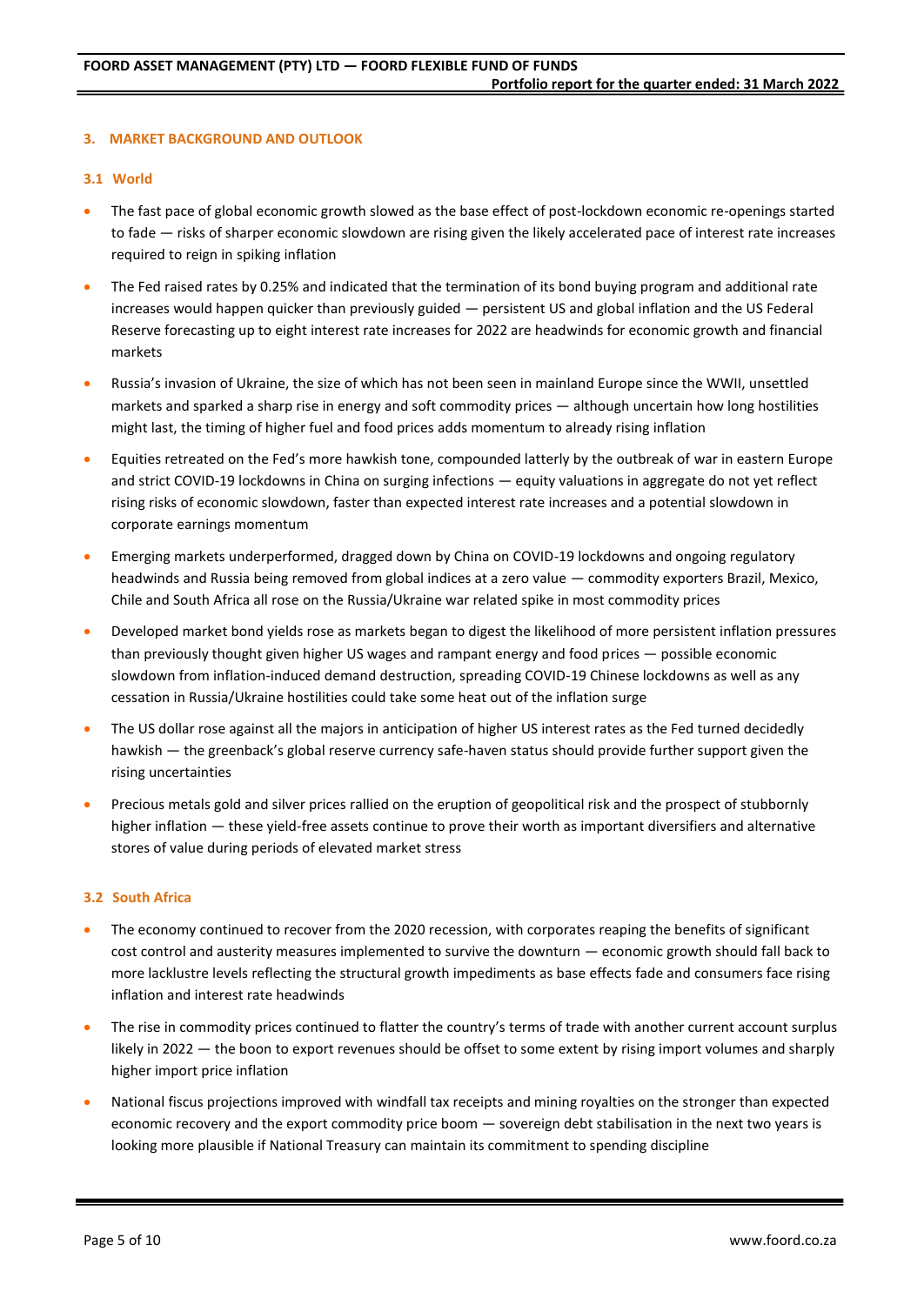## 3. MARKET BACKGROUND AND OUTLOOK

### 3.1 World

- The fast pace of global economic growth slowed as the base effect of post-lockdown economic re-openings started to fade — risks of sharper economic slowdown are rising given the likely accelerated pace of interest rate increases required to reign in spiking inflation
- The Fed raised rates by 0.25% and indicated that the termination of its bond buying program and additional rate increases would happen quicker than previously guided — persistent US and global inflation and the US Federal Reserve forecasting up to eight interest rate increases for 2022 are headwinds for economic growth and financial markets
- Russia's invasion of Ukraine, the size of which has not been seen in mainland Europe since the WWII, unsettled markets and sparked a sharp rise in energy and soft commodity prices — although uncertain how long hostilities might last, the timing of higher fuel and food prices adds momentum to already rising inflation
- Equities retreated on the Fed's more hawkish tone, compounded latterly by the outbreak of war in eastern Europe and strict COVID-19 lockdowns in China on surging infections — equity valuations in aggregate do not yet reflect rising risks of economic slowdown, faster than expected interest rate increases and a potential slowdown in corporate earnings momentum
- Emerging markets underperformed, dragged down by China on COVID-19 lockdowns and ongoing regulatory headwinds and Russia being removed from global indices at a zero value — commodity exporters Brazil, Mexico, Chile and South Africa all rose on the Russia/Ukraine war related spike in most commodity prices
- Developed market bond yields rose as markets began to digest the likelihood of more persistent inflation pressures than previously thought given higher US wages and rampant energy and food prices — possible economic slowdown from inflation-induced demand destruction, spreading COVID-19 Chinese lockdowns as well as any cessation in Russia/Ukraine hostilities could take some heat out of the inflation surge
- The US dollar rose against all the majors in anticipation of higher US interest rates as the Fed turned decidedly hawkish — the greenback's global reserve currency safe-haven status should provide further support given the rising uncertainties
- Precious metals gold and silver prices rallied on the eruption of geopolitical risk and the prospect of stubbornly higher inflation — these yield-free assets continue to prove their worth as important diversifiers and alternative stores of value during periods of elevated market stress

### 3.2 South Africa

- The economy continued to recover from the 2020 recession, with corporates reaping the benefits of significant cost control and austerity measures implemented to survive the downturn — economic growth should fall back to more lacklustre levels reflecting the structural growth impediments as base effects fade and consumers face rising inflation and interest rate headwinds
- The rise in commodity prices continued to flatter the country's terms of trade with another current account surplus likely in 2022 — the boon to export revenues should be offset to some extent by rising import volumes and sharply higher import price inflation
- National fiscus projections improved with windfall tax receipts and mining royalties on the stronger than expected economic recovery and the export commodity price boom — sovereign debt stabilisation in the next two years is looking more plausible if National Treasury can maintain its commitment to spending discipline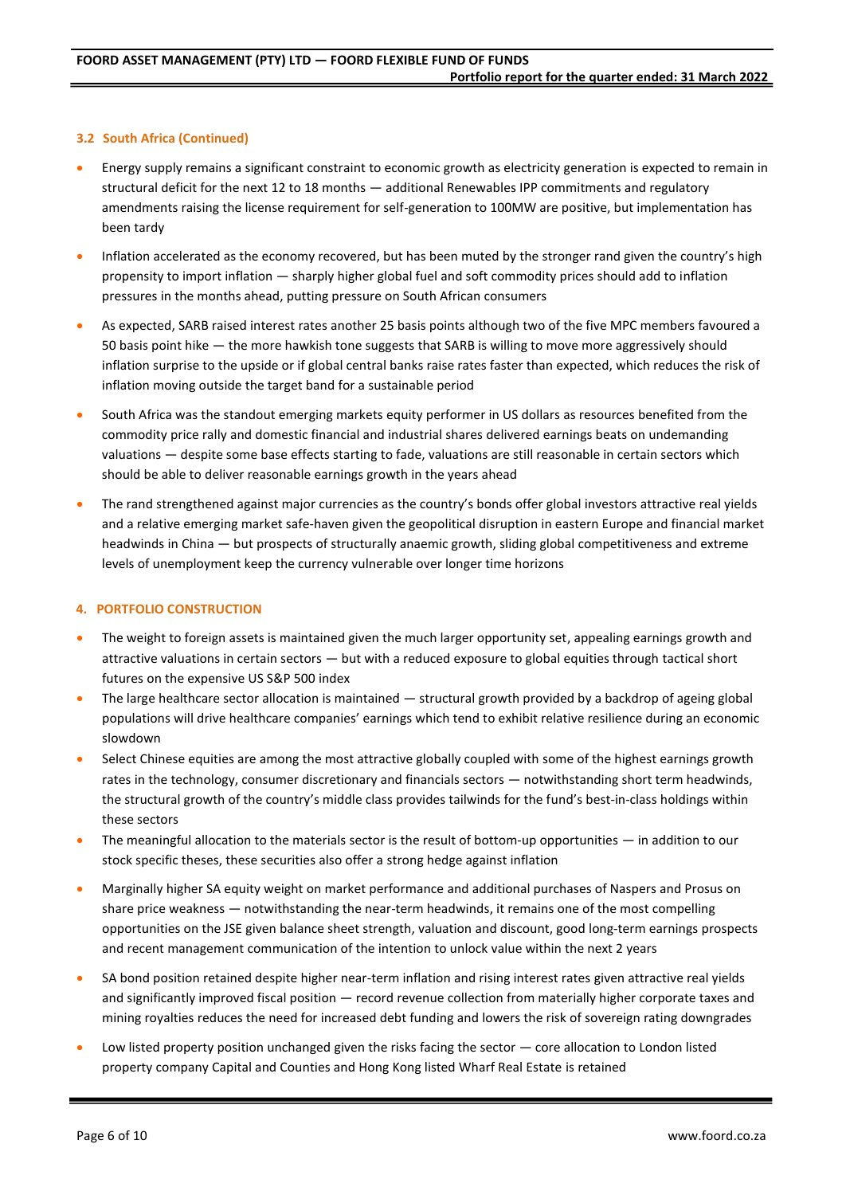### 3.2 South Africa (Continued)

- Energy supply remains a significant constraint to economic growth as electricity generation is expected to remain in structural deficit for the next 12 to 18 months — additional Renewables IPP commitments and regulatory amendments raising the license requirement for self-generation to 100MW are positive, but implementation has been tardy
- Inflation accelerated as the economy recovered, but has been muted by the stronger rand given the country's high propensity to import inflation — sharply higher global fuel and soft commodity prices should add to inflation pressures in the months ahead, putting pressure on South African consumers
- As expected, SARB raised interest rates another 25 basis points although two of the five MPC members favoured a 50 basis point hike — the more hawkish tone suggests that SARB is willing to move more aggressively should inflation surprise to the upside or if global central banks raise rates faster than expected, which reduces the risk of inflation moving outside the target band for a sustainable period
- South Africa was the standout emerging markets equity performer in US dollars as resources benefited from the commodity price rally and domestic financial and industrial shares delivered earnings beats on undemanding valuations — despite some base effects starting to fade, valuations are still reasonable in certain sectors which should be able to deliver reasonable earnings growth in the years ahead
- The rand strengthened against major currencies as the country's bonds offer global investors attractive real yields and a relative emerging market safe-haven given the geopolitical disruption in eastern Europe and financial market headwinds in China — but prospects of structurally anaemic growth, sliding global competitiveness and extreme levels of unemployment keep the currency vulnerable over longer time horizons

## 4. PORTFOLIO CONSTRUCTION

- The weight to foreign assets is maintained given the much larger opportunity set, appealing earnings growth and attractive valuations in certain sectors — but with a reduced exposure to global equities through tactical short futures on the expensive US S&P 500 index
- The large healthcare sector allocation is maintained — structural growth provided by a backdrop of ageing global populations will drive healthcare companies' earnings which tend to exhibit relative resilience during an economic slowdown
- Select Chinese equities are among the most attractive globally coupled with some of the highest earnings growth rates in the technology, consumer discretionary and financials sectors — notwithstanding short term headwinds, the structural growth of the country's middle class provides tailwinds for the fund's best-in-class holdings within these sectors
- The meaningful allocation to the materials sector is the result of bottom-up opportunities — in addition to our stock specific theses, these securities also offer a strong hedge against inflation
- Marginally higher SA equity weight on market performance and additional purchases of Naspers and Prosus on share price weakness — notwithstanding the near-term headwinds, it remains one of the most compelling opportunities on the JSE given balance sheet strength, valuation and discount, good long-term earnings prospects and recent management communication of the intention to unlock value within the next 2 years
- SA bond position retained despite higher near-term inflation and rising interest rates given attractive real yields and significantly improved fiscal position — record revenue collection from materially higher corporate taxes and mining royalties reduces the need for increased debt funding and lowers the risk of sovereign rating downgrades
- Low listed property position unchanged given the risks facing the sector — core allocation to London listed property company Capital and Counties and Hong Kong listed Wharf Real Estate is retained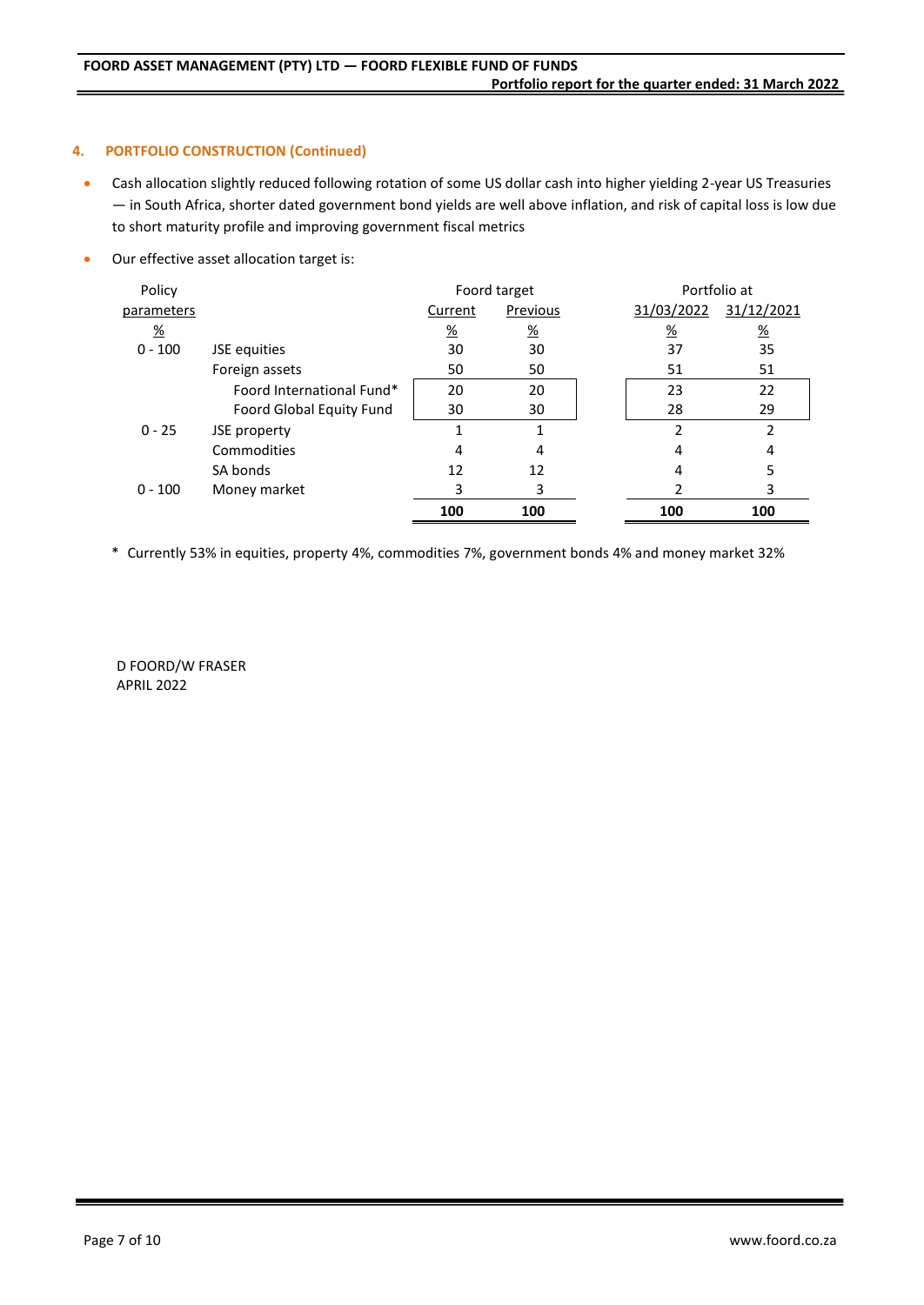## 4. PORTFOLIO CONSTRUCTION (Continued)

- Cash allocation slightly reduced following rotation of some US dollar cash into higher yielding 2-year US Treasuries — in South Africa, shorter dated government bond yields are well above inflation, and risk of capital loss is low due to short maturity profile and improving government fiscal metrics
- Our effective asset allocation target is:

| Policy parameters | | Foord target | | Portfolio at | |
|---|---|---|---|---|---|
| | | Current | Previous | 31/03/2022 | 31/12/2021 |
| % | | % | % | % | % |
| 0 - 100 | JSE equities | 30 | 30 | 37 | 35 |
| | Foreign assets | 50 | 50 | 51 | 51 |
| | Foord International Fund* | 20 | 20 | 23 | 22 |
| | Foord Global Equity Fund | 30 | 30 | 28 | 29 |
| 0 - 25 | JSE property | 1 | 1 | 2 | 2 |
| | Commodities | 4 | 4 | 4 | 4 |
| | SA bonds | 12 | 12 | 4 | 5 |
| 0 - 100 | Money market | 3 | 3 | 2 | 3 |
| | | **100** | **100** | **100** | **100** |

\* Currently 53% in equities, property 4%, commodities 7%, government bonds 4% and money market 32%

D FOORD/W FRASER
APRIL 2022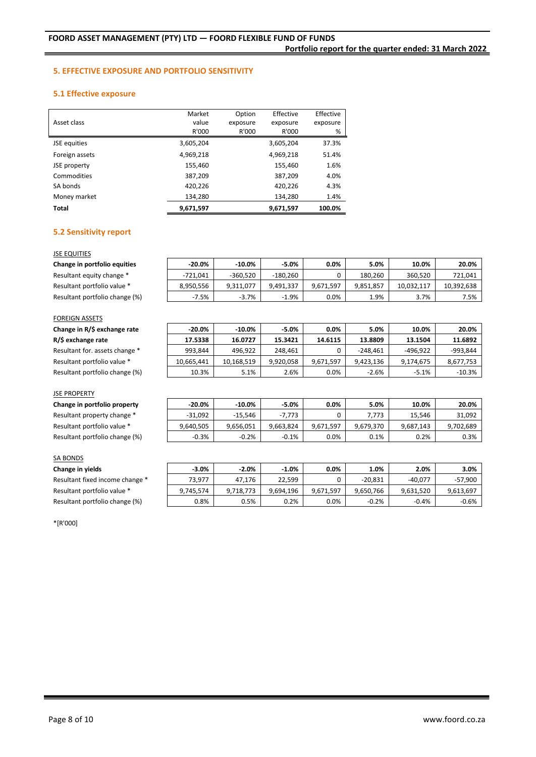## 5. EFFECTIVE EXPOSURE AND PORTFOLIO SENSITIVITY

### 5.1 Effective exposure

| Asset class | Market value R'000 | Option exposure R'000 | Effective exposure R'000 | Effective exposure % |
|---|---|---|---|---|
| JSE equities | 3,605,204 | | 3,605,204 | 37.3% |
| Foreign assets | 4,969,218 | | 4,969,218 | 51.4% |
| JSE property | 155,460 | | 155,460 | 1.6% |
| Commodities | 387,209 | | 387,209 | 4.0% |
| SA bonds | 420,226 | | 420,226 | 4.3% |
| Money market | 134,280 | | 134,280 | 1.4% |
| **Total** | **9,671,597** | | **9,671,597** | **100.0%** |

### 5.2 Sensitivity report

JSE EQUITIES

| **Change in portfolio equities** | **-20.0%** | **-10.0%** | **-5.0%** | **0.0%** | **5.0%** | **10.0%** | **20.0%** |
|---|---|---|---|---|---|---|---|
| Resultant equity change * | -721,041 | -360,520 | -180,260 | 0 | 180,260 | 360,520 | 721,041 |
| Resultant portfolio value * | 8,950,556 | 9,311,077 | 9,491,337 | 9,671,597 | 9,851,857 | 10,032,117 | 10,392,638 |
| Resultant portfolio change (%) | -7.5% | -3.7% | -1.9% | 0.0% | 1.9% | 3.7% | 7.5% |

FOREIGN ASSETS

| **Change in R/$ exchange rate** | **-20.0%** | **-10.0%** | **-5.0%** | **0.0%** | **5.0%** | **10.0%** | **20.0%** |
|---|---|---|---|---|---|---|---|
| **R/$ exchange rate** | **17.5338** | **16.0727** | **15.3421** | **14.6115** | **13.8809** | **13.1504** | **11.6892** |
| Resultant for. assets change * | 993,844 | 496,922 | 248,461 | 0 | -248,461 | -496,922 | -993,844 |
| Resultant portfolio value * | 10,665,441 | 10,168,519 | 9,920,058 | 9,671,597 | 9,423,136 | 9,174,675 | 8,677,753 |
| Resultant portfolio change (%) | 10.3% | 5.1% | 2.6% | 0.0% | -2.6% | -5.1% | -10.3% |

JSE PROPERTY

| **Change in portfolio property** | **-20.0%** | **-10.0%** | **-5.0%** | **0.0%** | **5.0%** | **10.0%** | **20.0%** |
|---|---|---|---|---|---|---|---|
| Resultant property change * | -31,092 | -15,546 | -7,773 | 0 | 7,773 | 15,546 | 31,092 |
| Resultant portfolio value * | 9,640,505 | 9,656,051 | 9,663,824 | 9,671,597 | 9,679,370 | 9,687,143 | 9,702,689 |
| Resultant portfolio change (%) | -0.3% | -0.2% | -0.1% | 0.0% | 0.1% | 0.2% | 0.3% |

SA BONDS

| **Change in yields** | **-3.0%** | **-2.0%** | **-1.0%** | **0.0%** | **1.0%** | **2.0%** | **3.0%** |
|---|---|---|---|---|---|---|---|
| Resultant fixed income change * | 73,977 | 47,176 | 22,599 | 0 | -20,831 | -40,077 | -57,900 |
| Resultant portfolio value * | 9,745,574 | 9,718,773 | 9,694,196 | 9,671,597 | 9,650,766 | 9,631,520 | 9,613,697 |
| Resultant portfolio change (%) | 0.8% | 0.5% | 0.2% | 0.0% | -0.2% | -0.4% | -0.6% |

*[R'000]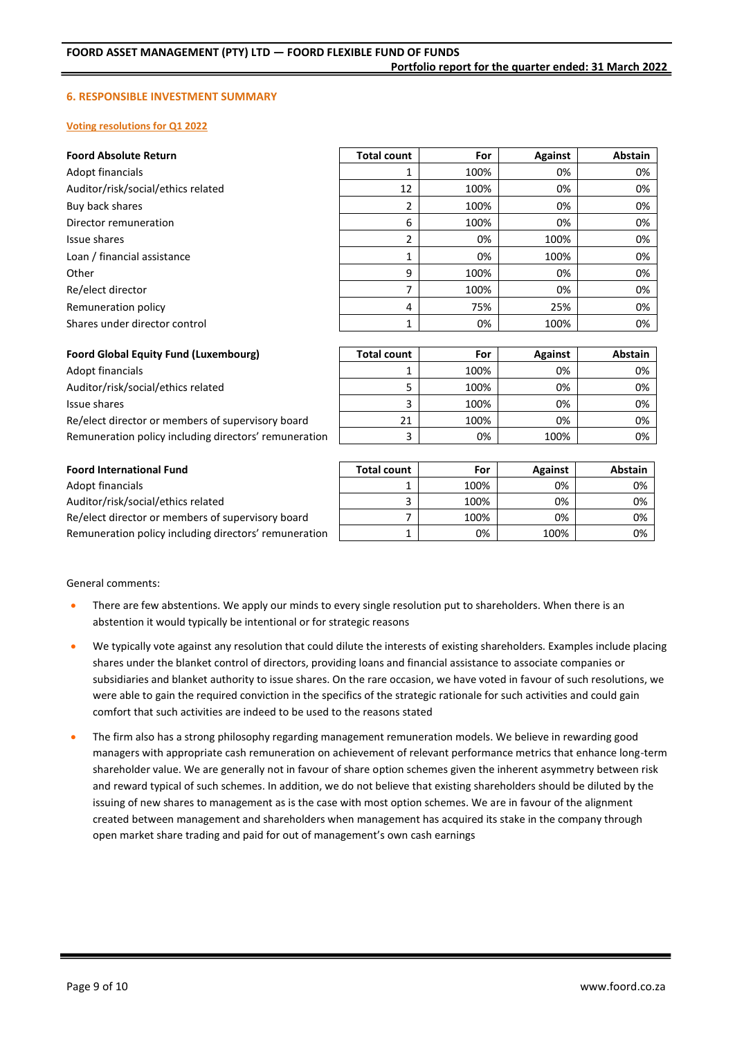## 6. RESPONSIBLE INVESTMENT SUMMARY

### Voting resolutions for Q1 2022

| Foord Absolute Return | Total count | For | Against | Abstain |
|---|---|---|---|---|
| Adopt financials | 1 | 100% | 0% | 0% |
| Auditor/risk/social/ethics related | 12 | 100% | 0% | 0% |
| Buy back shares | 2 | 100% | 0% | 0% |
| Director remuneration | 6 | 100% | 0% | 0% |
| Issue shares | 2 | 0% | 100% | 0% |
| Loan / financial assistance | 1 | 0% | 100% | 0% |
| Other | 9 | 100% | 0% | 0% |
| Re/elect director | 7 | 100% | 0% | 0% |
| Remuneration policy | 4 | 75% | 25% | 0% |
| Shares under director control | 1 | 0% | 100% | 0% |

| Foord Global Equity Fund (Luxembourg) | Total count | For | Against | Abstain |
|---|---|---|---|---|
| Adopt financials | 1 | 100% | 0% | 0% |
| Auditor/risk/social/ethics related | 5 | 100% | 0% | 0% |
| Issue shares | 3 | 100% | 0% | 0% |
| Re/elect director or members of supervisory board | 21 | 100% | 0% | 0% |
| Remuneration policy including directors' remuneration | 3 | 0% | 100% | 0% |

| Foord International Fund | Total count | For | Against | Abstain |
|---|---|---|---|---|
| Adopt financials | 1 | 100% | 0% | 0% |
| Auditor/risk/social/ethics related | 3 | 100% | 0% | 0% |
| Re/elect director or members of supervisory board | 7 | 100% | 0% | 0% |
| Remuneration policy including directors' remuneration | 1 | 0% | 100% | 0% |

General comments:

- There are few abstentions. We apply our minds to every single resolution put to shareholders. When there is an abstention it would typically be intentional or for strategic reasons
- We typically vote against any resolution that could dilute the interests of existing shareholders. Examples include placing shares under the blanket control of directors, providing loans and financial assistance to associate companies or subsidiaries and blanket authority to issue shares. On the rare occasion, we have voted in favour of such resolutions, we were able to gain the required conviction in the specifics of the strategic rationale for such activities and could gain comfort that such activities are indeed to be used to the reasons stated
- The firm also has a strong philosophy regarding management remuneration models. We believe in rewarding good managers with appropriate cash remuneration on achievement of relevant performance metrics that enhance long-term shareholder value. We are generally not in favour of share option schemes given the inherent asymmetry between risk and reward typical of such schemes. In addition, we do not believe that existing shareholders should be diluted by the issuing of new shares to management as is the case with most option schemes. We are in favour of the alignment created between management and shareholders when management has acquired its stake in the company through open market share trading and paid for out of management's own cash earnings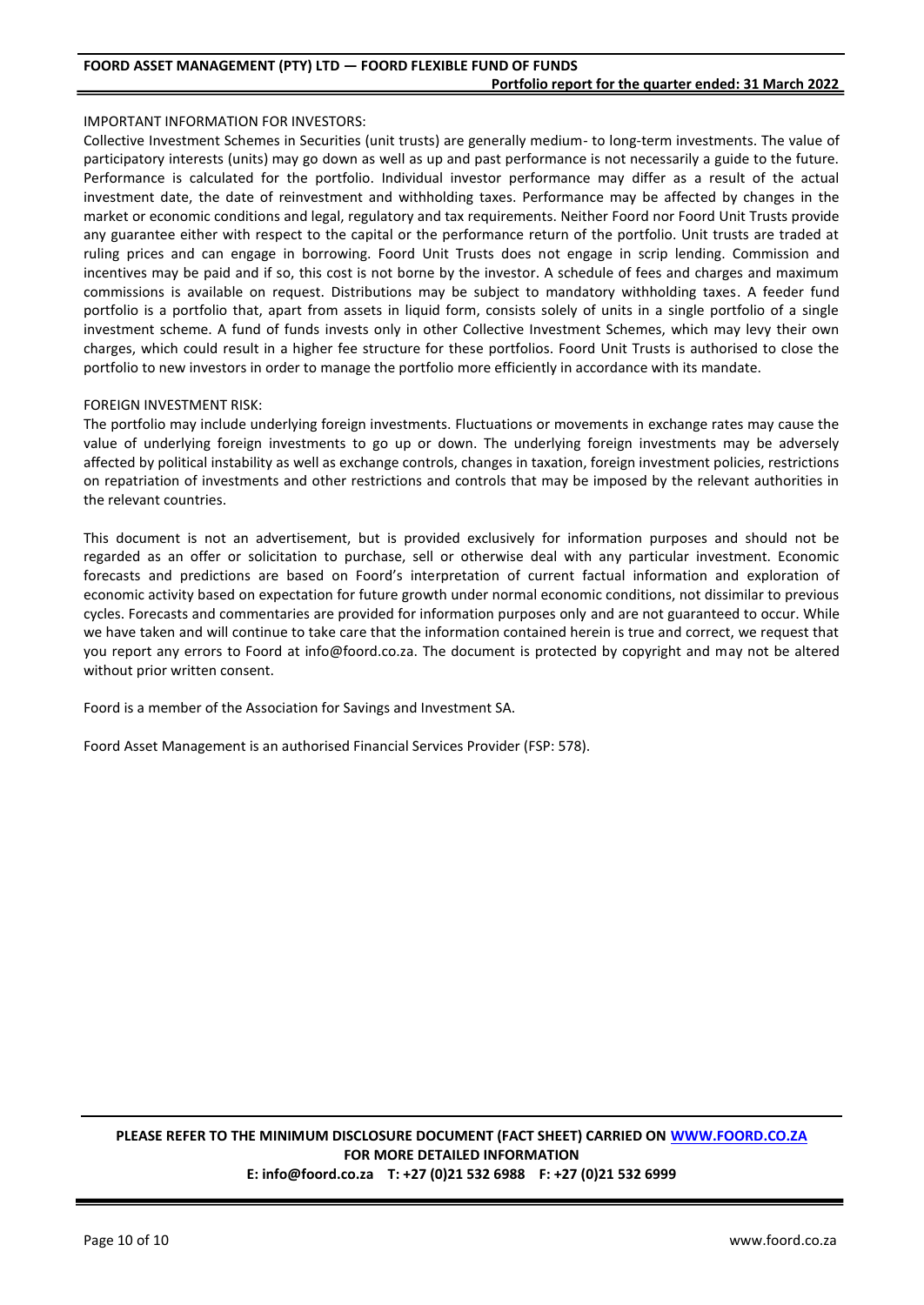IMPORTANT INFORMATION FOR INVESTORS:

Collective Investment Schemes in Securities (unit trusts) are generally medium- to long-term investments. The value of participatory interests (units) may go down as well as up and past performance is not necessarily a guide to the future. Performance is calculated for the portfolio. Individual investor performance may differ as a result of the actual investment date, the date of reinvestment and withholding taxes. Performance may be affected by changes in the market or economic conditions and legal, regulatory and tax requirements. Neither Foord nor Foord Unit Trusts provide any guarantee either with respect to the capital or the performance return of the portfolio. Unit trusts are traded at ruling prices and can engage in borrowing. Foord Unit Trusts does not engage in scrip lending. Commission and incentives may be paid and if so, this cost is not borne by the investor. A schedule of fees and charges and maximum commissions is available on request. Distributions may be subject to mandatory withholding taxes. A feeder fund portfolio is a portfolio that, apart from assets in liquid form, consists solely of units in a single portfolio of a single investment scheme. A fund of funds invests only in other Collective Investment Schemes, which may levy their own charges, which could result in a higher fee structure for these portfolios. Foord Unit Trusts is authorised to close the portfolio to new investors in order to manage the portfolio more efficiently in accordance with its mandate.

FOREIGN INVESTMENT RISK:

The portfolio may include underlying foreign investments. Fluctuations or movements in exchange rates may cause the value of underlying foreign investments to go up or down. The underlying foreign investments may be adversely affected by political instability as well as exchange controls, changes in taxation, foreign investment policies, restrictions on repatriation of investments and other restrictions and controls that may be imposed by the relevant authorities in the relevant countries.

This document is not an advertisement, but is provided exclusively for information purposes and should not be regarded as an offer or solicitation to purchase, sell or otherwise deal with any particular investment. Economic forecasts and predictions are based on Foord's interpretation of current factual information and exploration of economic activity based on expectation for future growth under normal economic conditions, not dissimilar to previous cycles. Forecasts and commentaries are provided for information purposes only and are not guaranteed to occur. While we have taken and will continue to take care that the information contained herein is true and correct, we request that you report any errors to Foord at info@foord.co.za. The document is protected by copyright and may not be altered without prior written consent.

Foord is a member of the Association for Savings and Investment SA.

Foord Asset Management is an authorised Financial Services Provider (FSP: 578).

**PLEASE REFER TO THE MINIMUM DISCLOSURE DOCUMENT (FACT SHEET) CARRIED ON WWW.FOORD.CO.ZA FOR MORE DETAILED INFORMATION**

**E: info@foord.co.za T: +27 (0)21 532 6988 F: +27 (0)21 532 6999**